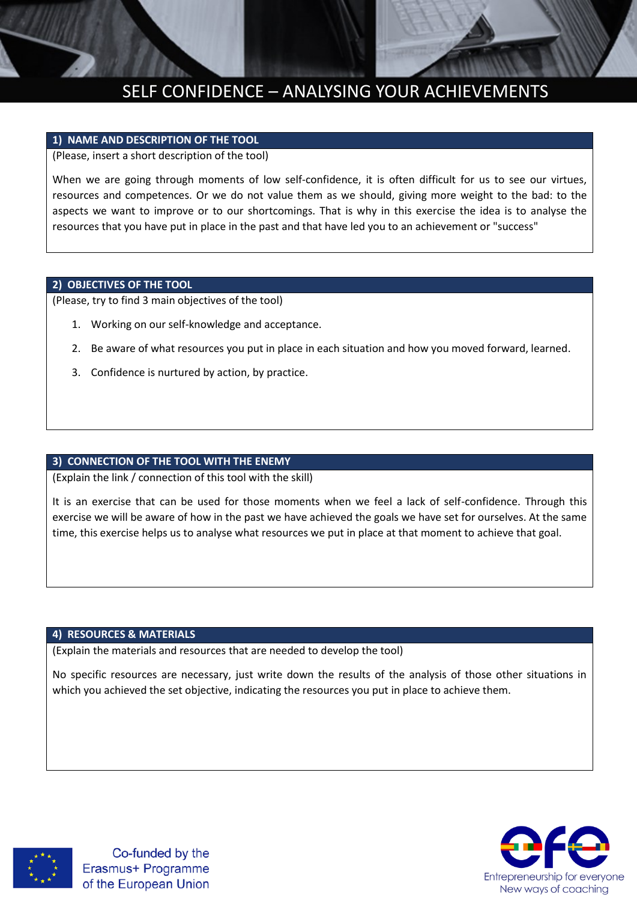# SELF CONFIDENCE – ANALYSING YOUR ACHIEVEMENTS

## 1) NAME AND DESCRIPTION OF THE TOOL

(Please, insert a short description of the tool)

When we are going through moments of low self-confidence, it is often difficult for us to see our virtues, resources and competences. Or we do not value them as we should, giving more weight to the bad: to the aspects we want to improve or to our shortcomings. That is why in this exercise the idea is to analyse the resources that you have put in place in the past and that have led you to an achievement or "success"

## 2) OBJECTIVES OF THE TOOL

(Please, try to find 3 main objectives of the tool)

1. Working on our self-knowledge and acceptance.
2. Be aware of what resources you put in place in each situation and how you moved forward, learned.
3. Confidence is nurtured by action, by practice.

## 3) CONNECTION OF THE TOOL WITH THE ENEMY

(Explain the link / connection of this tool with the skill)

It is an exercise that can be used for those moments when we feel a lack of self-confidence. Through this exercise we will be aware of how in the past we have achieved the goals we have set for ourselves. At the same time, this exercise helps us to analyse what resources we put in place at that moment to achieve that goal.

## 4) RESOURCES & MATERIALS

(Explain the materials and resources that are needed to develop the tool)

No specific resources are necessary, just write down the results of the analysis of those other situations in which you achieved the set objective, indicating the resources you put in place to achieve them.

Co-funded by the Erasmus+ Programme of the European Union

efe – Entrepreneurship for everyone – New ways of coaching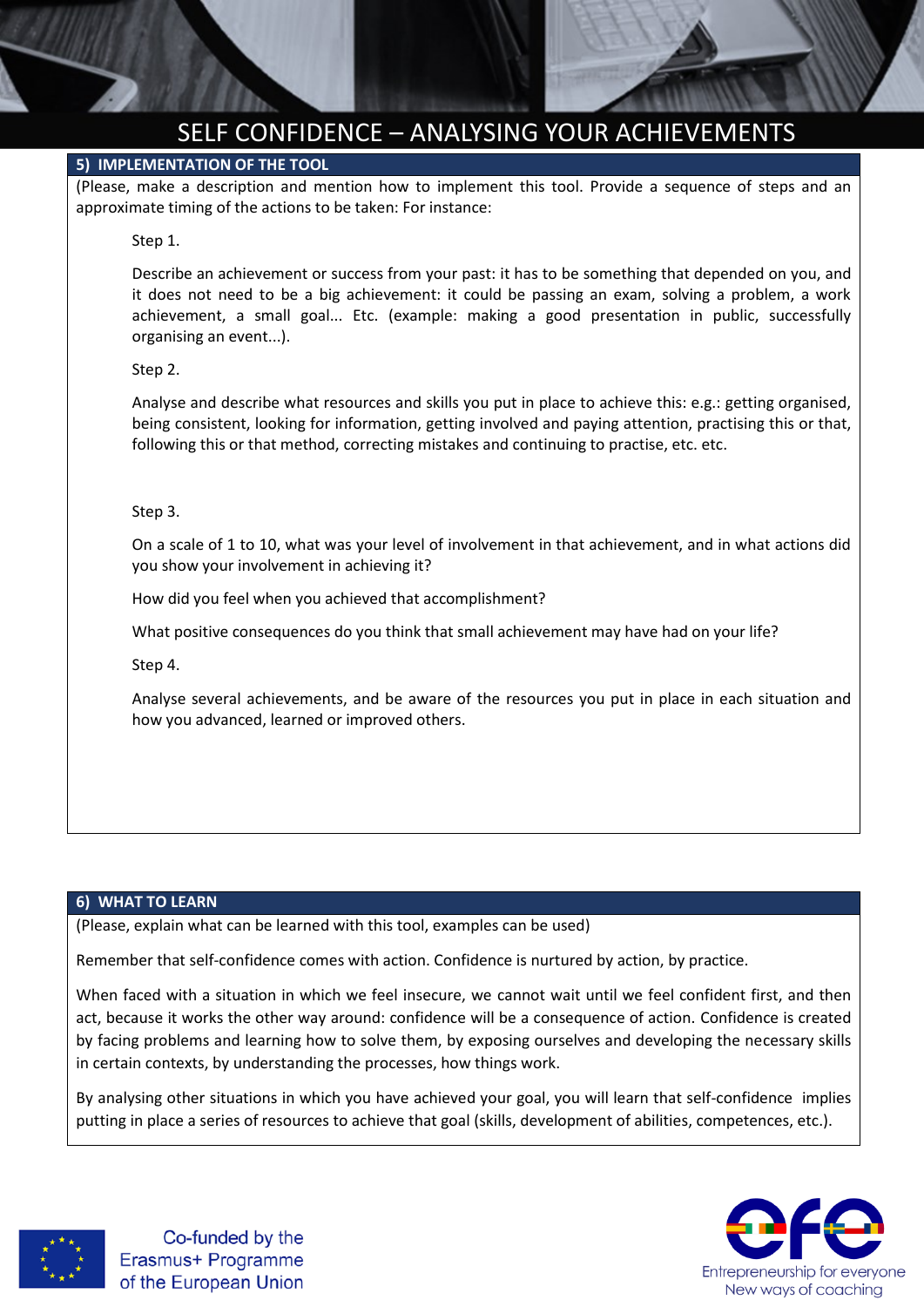# SELF CONFIDENCE – ANALYSING YOUR ACHIEVEMENTS

## 5) IMPLEMENTATION OF THE TOOL

(Please, make a description and mention how to implement this tool. Provide a sequence of steps and an approximate timing of the actions to be taken: For instance:

Step 1.

Describe an achievement or success from your past: it has to be something that depended on you, and it does not need to be a big achievement: it could be passing an exam, solving a problem, a work achievement, a small goal... Etc. (example: making a good presentation in public, successfully organising an event...).

Step 2.

Analyse and describe what resources and skills you put in place to achieve this: e.g.: getting organised, being consistent, looking for information, getting involved and paying attention, practising this or that, following this or that method, correcting mistakes and continuing to practise, etc. etc.

Step 3.

On a scale of 1 to 10, what was your level of involvement in that achievement, and in what actions did you show your involvement in achieving it?

How did you feel when you achieved that accomplishment?

What positive consequences do you think that small achievement may have had on your life?

Step 4.

Analyse several achievements, and be aware of the resources you put in place in each situation and how you advanced, learned or improved others.

## 6) WHAT TO LEARN

(Please, explain what can be learned with this tool, examples can be used)

Remember that self-confidence comes with action. Confidence is nurtured by action, by practice.

When faced with a situation in which we feel insecure, we cannot wait until we feel confident first, and then act, because it works the other way around: confidence will be a consequence of action. Confidence is created by facing problems and learning how to solve them, by exposing ourselves and developing the necessary skills in certain contexts, by understanding the processes, how things work.

By analysing other situations in which you have achieved your goal, you will learn that self-confidence implies putting in place a series of resources to achieve that goal (skills, development of abilities, competences, etc.).

Co-funded by the Erasmus+ Programme of the European Union

efe – Entrepreneurship for everyone – New ways of coaching